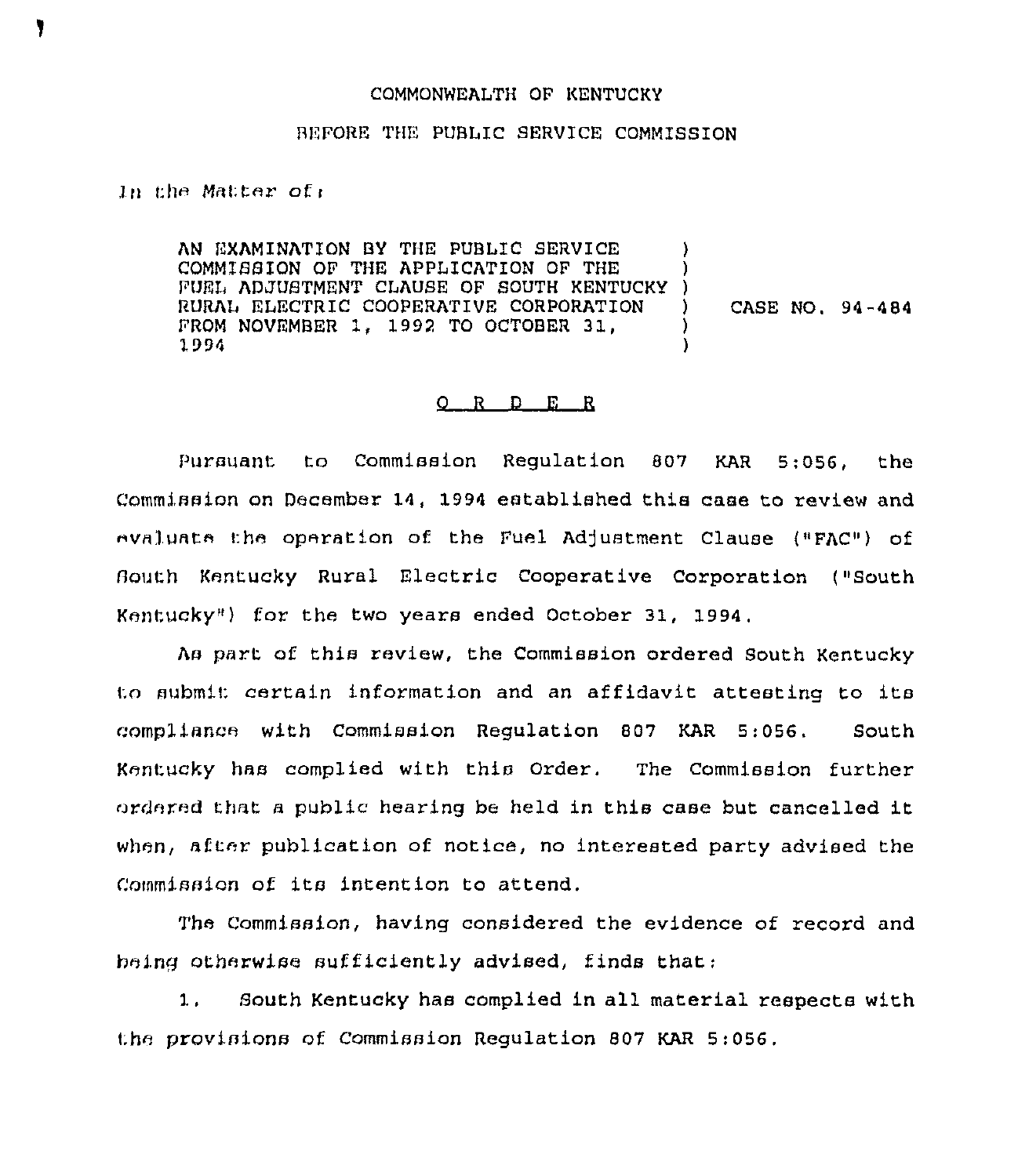COMMONWEALTH OF KENTUCKY

BEFORE THE PUBLIC SERVICE COMMISSION

In the Matter of:

| | | |
|---|---|---|
| AN EXAMINATION BY THE PUBLIC SERVICE COMMISSION OF THE APPLICATION OF THE FUEL ADJUSTMENT CLAUSE OF SOUTH KENTUCKY RURAL ELECTRIC COOPERATIVE CORPORATION FROM NOVEMBER 1, 1992 TO OCTOBER 31, 1994 | ) | CASE NO. 94-484 |

## O R D E R

Pursuant to Commission Regulation 807 KAR 5:056, the Commission on December 14, 1994 established this case to review and evaluate the operation of the Fuel Adjustment Clause ("FAC") of South Kentucky Rural Electric Cooperative Corporation ("South Kentucky") for the two years ended October 31, 1994.

As part of this review, the Commission ordered South Kentucky to submit certain information and an affidavit attesting to its compliance with Commission Regulation 807 KAR 5:056. South Kentucky has complied with this Order. The Commission further ordered that a public hearing be held in this case but cancelled it when, after publication of notice, no interested party advised the Commission of its intention to attend.

The Commission, having considered the evidence of record and being otherwise sufficiently advised, finds that:

1. South Kentucky has complied in all material respects with the provisions of Commission Regulation 807 KAR 5:056.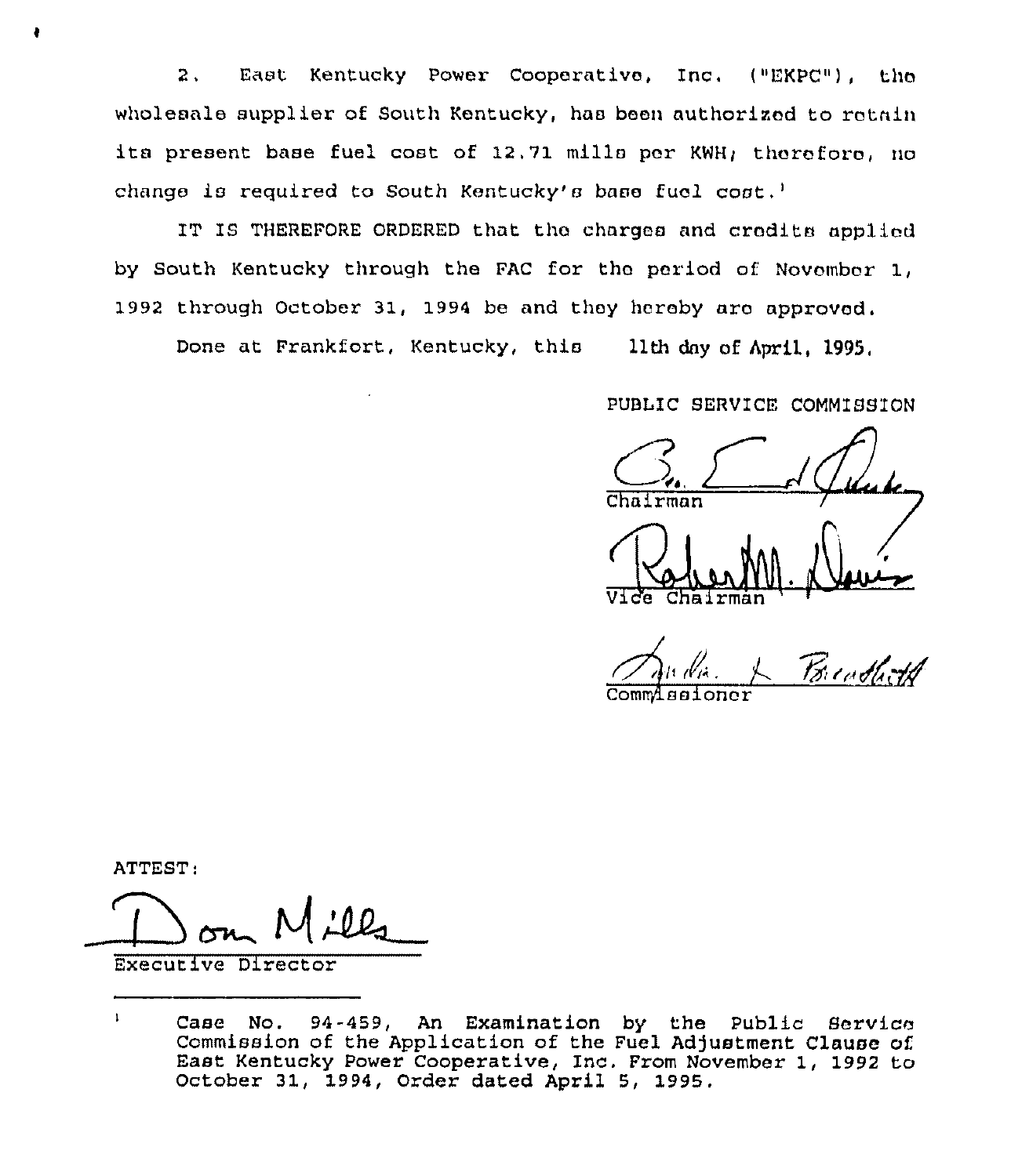2. East Kentucky Power Cooperative, Inc. ("EKPC"), the wholesale supplier of South Kentucky, has been authorized to retain its present base fuel cost of 12.71 mills per KWH; therefore, no change is required to South Kentucky's base fuel cost.[1]

IT IS THEREFORE ORDERED that the charges and credits applied by South Kentucky through the FAC for the period of November 1, 1992 through October 31, 1994 be and they hereby are approved.

Done at Frankfort, Kentucky, this 11th day of April, 1995.

PUBLIC SERVICE COMMISSION

Chairman

Vice Chairman

Commissioner

ATTEST:

Executive Director

---

[1] Case No. 94-459, An Examination by the Public Service Commission of the Application of the Fuel Adjustment Clause of East Kentucky Power Cooperative, Inc. From November 1, 1992 to October 31, 1994, Order dated April 5, 1995.